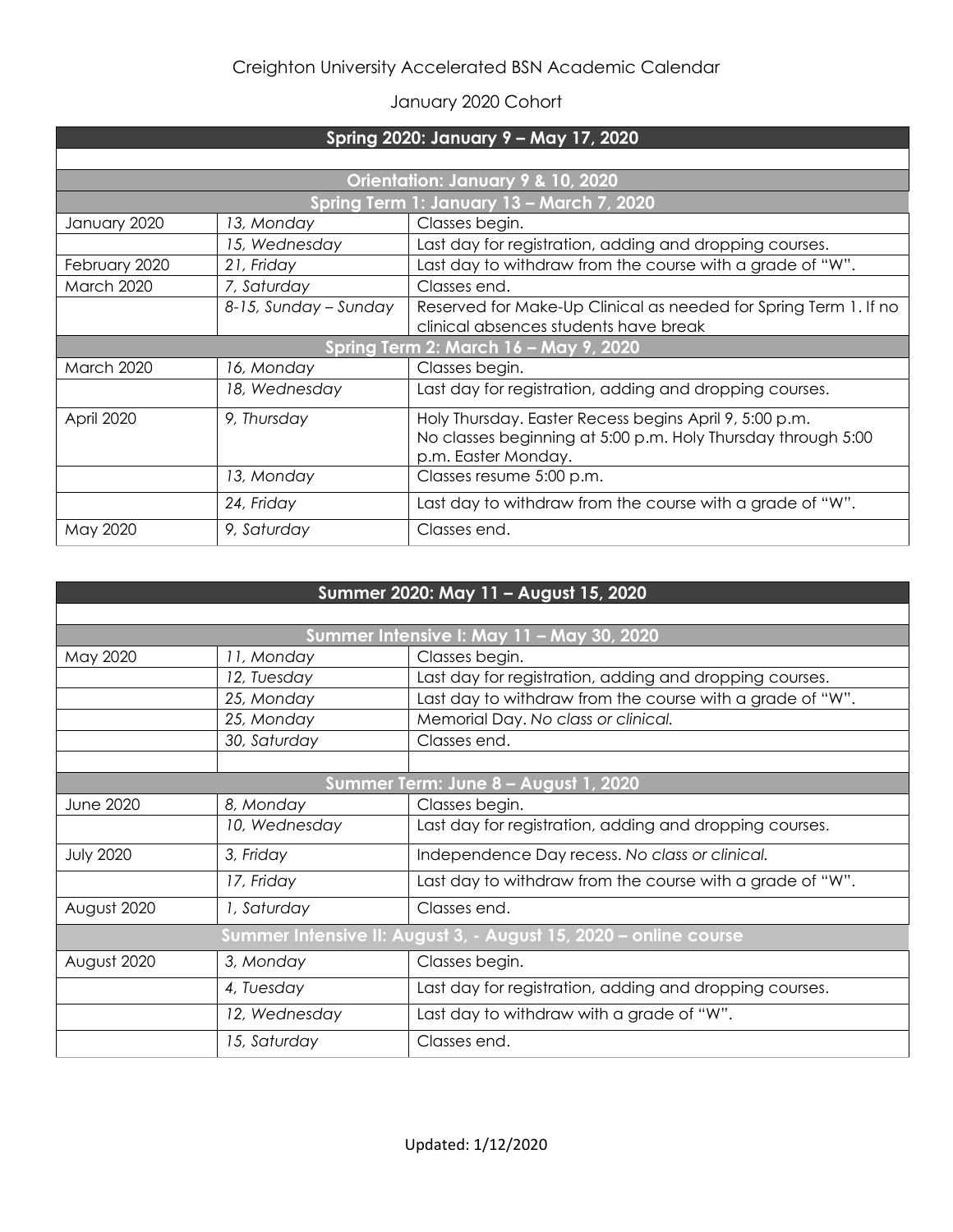Creighton University Accelerated BSN Academic Calendar

January 2020 Cohort

| Spring 2020: January 9 – May 17, 2020 | | |
|---|---|---|
| | | |
| **Orientation: January 9 & 10, 2020** | | |
| **Spring Term 1: January 13 – March 7, 2020** | | |
| January 2020 | *13, Monday* | Classes begin. |
| | *15, Wednesday* | Last day for registration, adding and dropping courses. |
| February 2020 | *21, Friday* | Last day to withdraw from the course with a grade of "W". |
| March 2020 | *7, Saturday* | Classes end. |
| | *8-15, Sunday – Sunday* | Reserved for Make-Up Clinical as needed for Spring Term 1. If no clinical absences students have break |
| **Spring Term 2: March 16 – May 9, 2020** | | |
| March 2020 | *16, Monday* | Classes begin. |
| | *18, Wednesday* | Last day for registration, adding and dropping courses. |
| April 2020 | *9, Thursday* | Holy Thursday. Easter Recess begins April 9, 5:00 p.m. No classes beginning at 5:00 p.m. Holy Thursday through 5:00 p.m. Easter Monday. |
| | *13, Monday* | Classes resume 5:00 p.m. |
| | *24, Friday* | Last day to withdraw from the course with a grade of "W". |
| May 2020 | *9, Saturday* | Classes end. |

| Summer 2020: May 11 – August 15, 2020 | | |
|---|---|---|
| | | |
| **Summer Intensive I: May 11 – May 30, 2020** | | |
| May 2020 | *11, Monday* | Classes begin. |
| | *12, Tuesday* | Last day for registration, adding and dropping courses. |
| | *25, Monday* | Last day to withdraw from the course with a grade of "W". |
| | *25, Monday* | Memorial Day. *No class or clinical.* |
| | *30, Saturday* | Classes end. |
| | | |
| **Summer Term: June 8 – August 1, 2020** | | |
| June 2020 | *8, Monday* | Classes begin. |
| | *10, Wednesday* | Last day for registration, adding and dropping courses. |
| July 2020 | *3, Friday* | Independence Day recess. *No class or clinical.* |
| | *17, Friday* | Last day to withdraw from the course with a grade of "W". |
| August 2020 | *1, Saturday* | Classes end. |
| **Summer Intensive II: August 3, - August 15, 2020 – online course** | | |
| August 2020 | *3, Monday* | Classes begin. |
| | *4, Tuesday* | Last day for registration, adding and dropping courses. |
| | *12, Wednesday* | Last day to withdraw with a grade of "W". |
| | *15, Saturday* | Classes end. |

Updated: 1/12/2020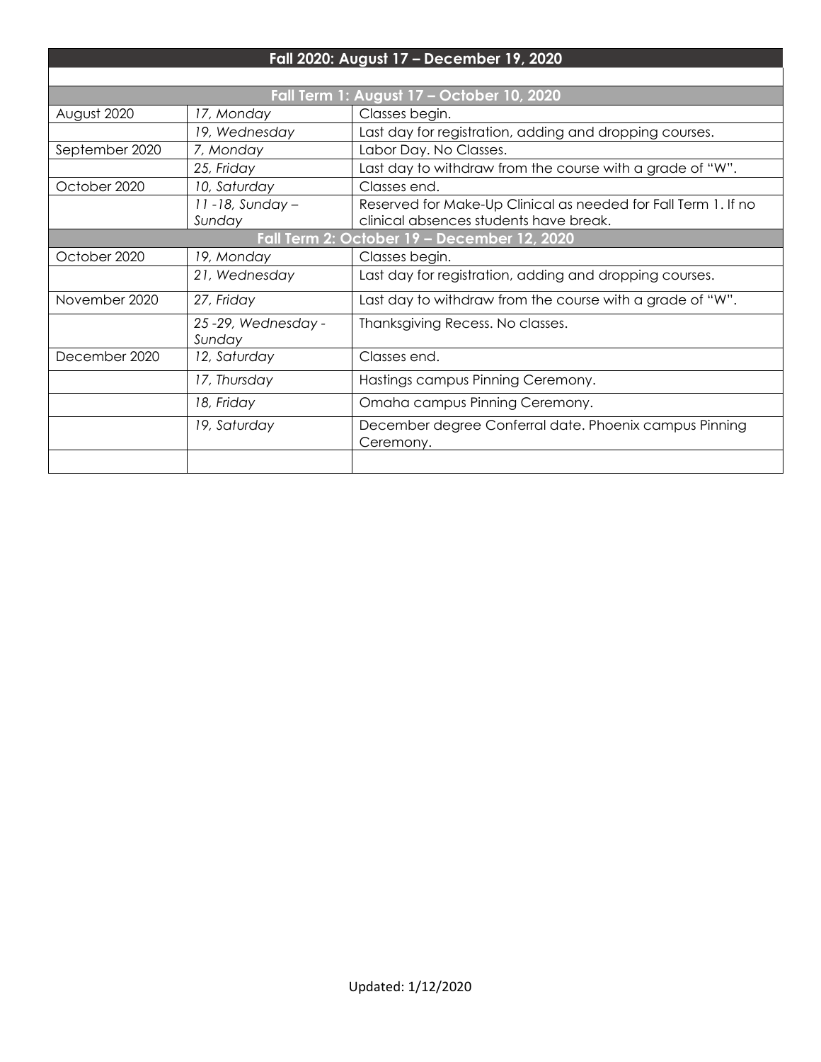| Fall 2020: August 17 – December 19, 2020 | | |
|---|---|---|
| | | |
| **Fall Term 1: August 17 – October 10, 2020** | | |
| August 2020 | *17, Monday* | Classes begin. |
| | *19, Wednesday* | Last day for registration, adding and dropping courses. |
| September 2020 | *7, Monday* | Labor Day. No Classes. |
| | *25, Friday* | Last day to withdraw from the course with a grade of "W". |
| October 2020 | *10, Saturday* | Classes end. |
| | *11 -18, Sunday – Sunday* | Reserved for Make-Up Clinical as needed for Fall Term 1. If no clinical absences students have break. |
| **Fall Term 2: October 19 – December 12, 2020** | | |
| October 2020 | *19, Monday* | Classes begin. |
| | *21, Wednesday* | Last day for registration, adding and dropping courses. |
| November 2020 | *27, Friday* | Last day to withdraw from the course with a grade of "W". |
| | *25 -29, Wednesday - Sunday* | Thanksgiving Recess. No classes. |
| December 2020 | *12, Saturday* | Classes end. |
| | *17, Thursday* | Hastings campus Pinning Ceremony. |
| | *18, Friday* | Omaha campus Pinning Ceremony. |
| | *19, Saturday* | December degree Conferral date. Phoenix campus Pinning Ceremony. |
| | | |

Updated: 1/12/2020